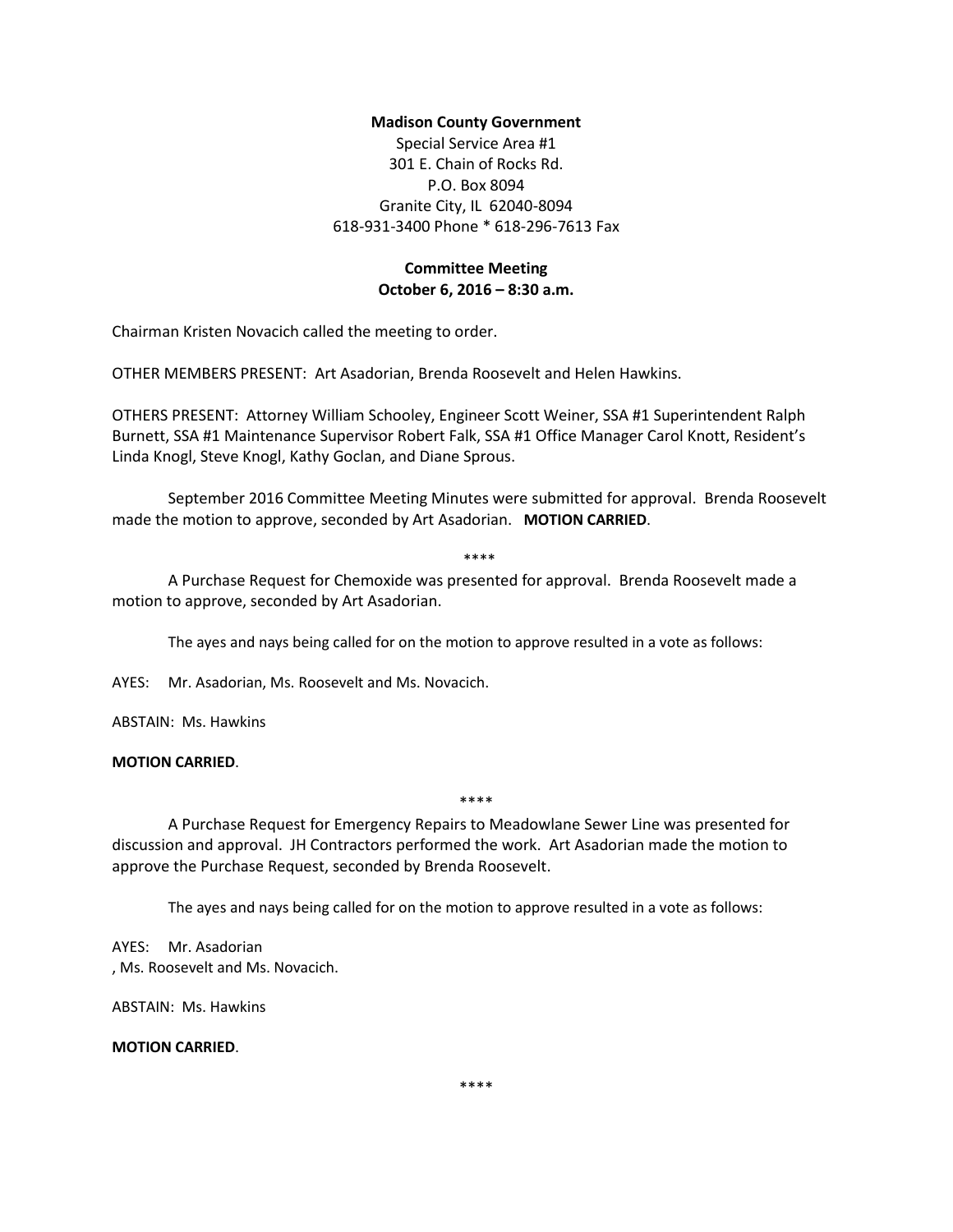**Madison County Government**

Special Service Area #1
301 E. Chain of Rocks Rd.
P.O. Box 8094
Granite City, IL 62040-8094
618-931-3400 Phone * 618-296-7613 Fax

**Committee Meeting**
**October 6, 2016 – 8:30 a.m.**

Chairman Kristen Novacich called the meeting to order.

OTHER MEMBERS PRESENT: Art Asadorian, Brenda Roosevelt and Helen Hawkins.

OTHERS PRESENT: Attorney William Schooley, Engineer Scott Weiner, SSA #1 Superintendent Ralph Burnett, SSA #1 Maintenance Supervisor Robert Falk, SSA #1 Office Manager Carol Knott, Resident's Linda Knogl, Steve Knogl, Kathy Goclan, and Diane Sprous.

September 2016 Committee Meeting Minutes were submitted for approval. Brenda Roosevelt made the motion to approve, seconded by Art Asadorian. **MOTION CARRIED**.

****

A Purchase Request for Chemoxide was presented for approval. Brenda Roosevelt made a motion to approve, seconded by Art Asadorian.

The ayes and nays being called for on the motion to approve resulted in a vote as follows:

AYES: Mr. Asadorian, Ms. Roosevelt and Ms. Novacich.

ABSTAIN: Ms. Hawkins

**MOTION CARRIED**.

****

A Purchase Request for Emergency Repairs to Meadowlane Sewer Line was presented for discussion and approval. JH Contractors performed the work. Art Asadorian made the motion to approve the Purchase Request, seconded by Brenda Roosevelt.

The ayes and nays being called for on the motion to approve resulted in a vote as follows:

AYES: Mr. Asadorian
, Ms. Roosevelt and Ms. Novacich.

ABSTAIN: Ms. Hawkins

**MOTION CARRIED**.

****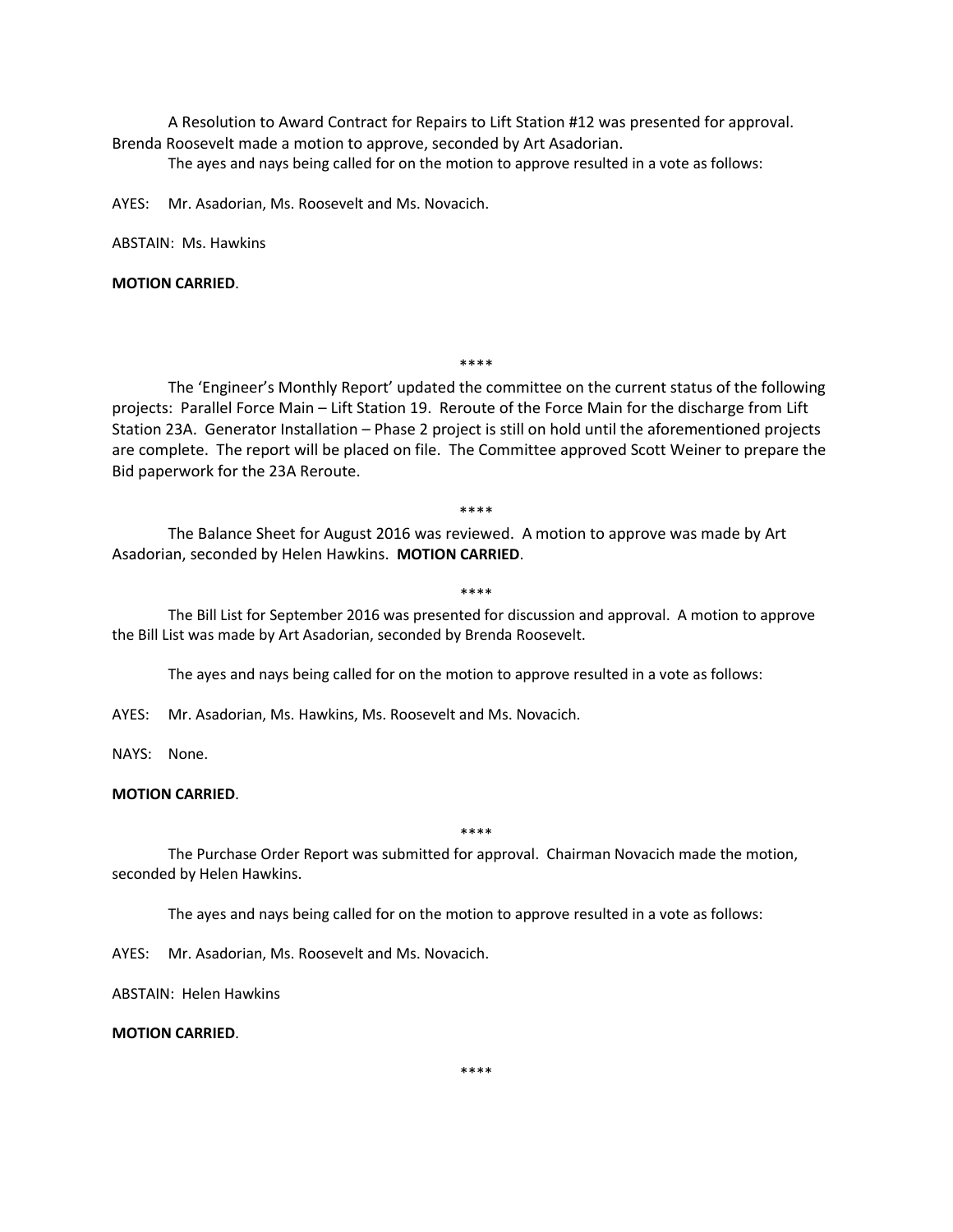A Resolution to Award Contract for Repairs to Lift Station #12 was presented for approval. Brenda Roosevelt made a motion to approve, seconded by Art Asadorian.

The ayes and nays being called for on the motion to approve resulted in a vote as follows:

AYES: Mr. Asadorian, Ms. Roosevelt and Ms. Novacich.

ABSTAIN: Ms. Hawkins

**MOTION CARRIED**.

****

The 'Engineer's Monthly Report' updated the committee on the current status of the following projects: Parallel Force Main – Lift Station 19. Reroute of the Force Main for the discharge from Lift Station 23A. Generator Installation – Phase 2 project is still on hold until the aforementioned projects are complete. The report will be placed on file. The Committee approved Scott Weiner to prepare the Bid paperwork for the 23A Reroute.

****

The Balance Sheet for August 2016 was reviewed. A motion to approve was made by Art Asadorian, seconded by Helen Hawkins. **MOTION CARRIED**.

****

The Bill List for September 2016 was presented for discussion and approval. A motion to approve the Bill List was made by Art Asadorian, seconded by Brenda Roosevelt.

The ayes and nays being called for on the motion to approve resulted in a vote as follows:

AYES: Mr. Asadorian, Ms. Hawkins, Ms. Roosevelt and Ms. Novacich.

NAYS: None.

**MOTION CARRIED**.

****

The Purchase Order Report was submitted for approval. Chairman Novacich made the motion, seconded by Helen Hawkins.

The ayes and nays being called for on the motion to approve resulted in a vote as follows:

AYES: Mr. Asadorian, Ms. Roosevelt and Ms. Novacich.

ABSTAIN: Helen Hawkins

**MOTION CARRIED**.

****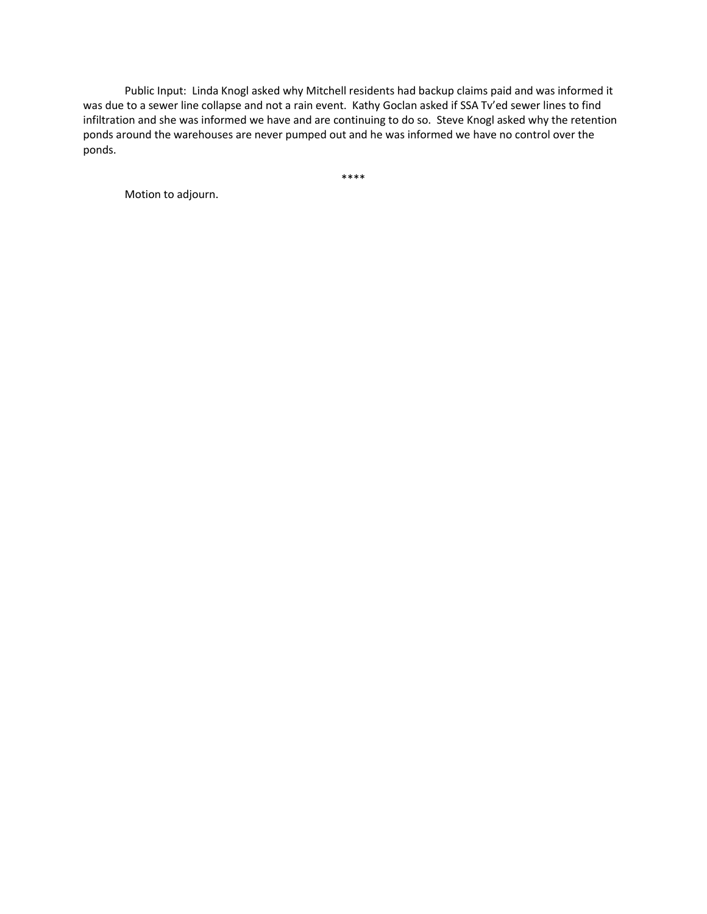Public Input: Linda Knogl asked why Mitchell residents had backup claims paid and was informed it was due to a sewer line collapse and not a rain event. Kathy Goclan asked if SSA Tv'ed sewer lines to find infiltration and she was informed we have and are continuing to do so. Steve Knogl asked why the retention ponds around the warehouses are never pumped out and he was informed we have no control over the ponds.

****

Motion to adjourn.